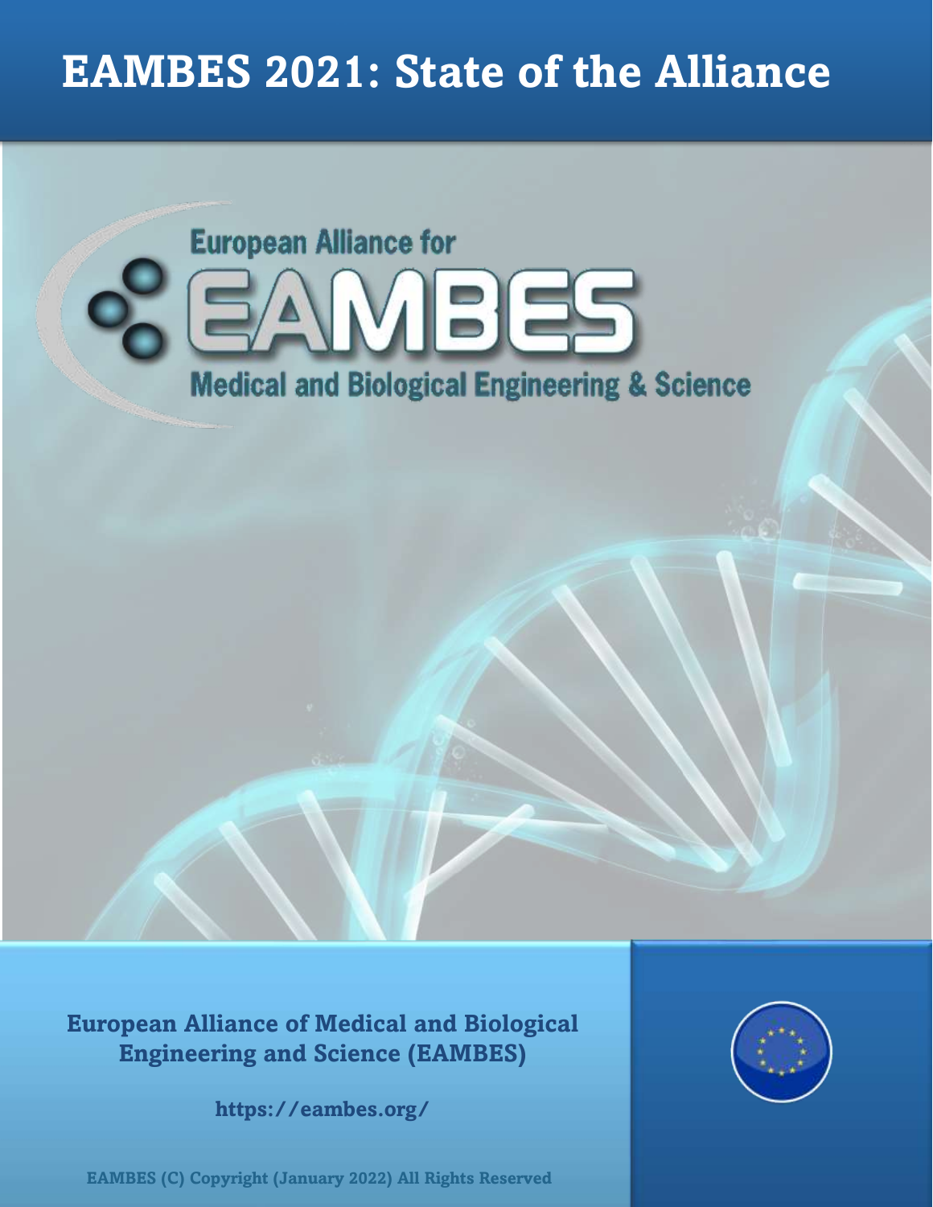# EAMBES 2021: State of the Alliance

European Alliance for

EAMBES

Medical and Biological Engineering & Science

**European Alliance of Medical and Biological Engineering and Science (EAMBES)**

**https://eambes.org/**

**EAMBES (C) Copyright (January 2022) All Rights Reserved**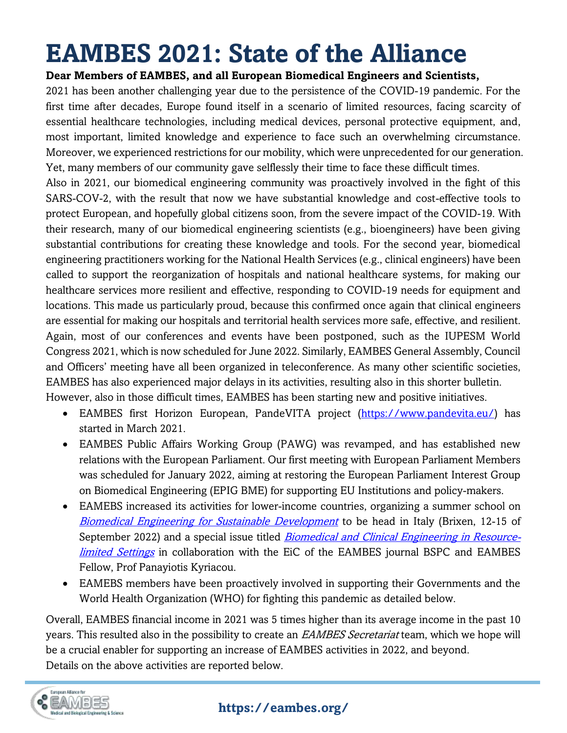# EAMBES 2021: State of the Alliance

**Dear Members of EAMBES, and all European Biomedical Engineers and Scientists,**

2021 has been another challenging year due to the persistence of the COVID-19 pandemic. For the first time after decades, Europe found itself in a scenario of limited resources, facing scarcity of essential healthcare technologies, including medical devices, personal protective equipment, and, most important, limited knowledge and experience to face such an overwhelming circumstance. Moreover, we experienced restrictions for our mobility, which were unprecedented for our generation. Yet, many members of our community gave selflessly their time to face these difficult times.

Also in 2021, our biomedical engineering community was proactively involved in the fight of this SARS-COV-2, with the result that now we have substantial knowledge and cost-effective tools to protect European, and hopefully global citizens soon, from the severe impact of the COVID-19. With their research, many of our biomedical engineering scientists (e.g., bioengineers) have been giving substantial contributions for creating these knowledge and tools. For the second year, biomedical engineering practitioners working for the National Health Services (e.g., clinical engineers) have been called to support the reorganization of hospitals and national healthcare systems, for making our healthcare services more resilient and effective, responding to COVID-19 needs for equipment and locations. This made us particularly proud, because this confirmed once again that clinical engineers are essential for making our hospitals and territorial health services more safe, effective, and resilient. Again, most of our conferences and events have been postponed, such as the IUPESM World Congress 2021, which is now scheduled for June 2022. Similarly, EAMBES General Assembly, Council and Officers' meeting have all been organized in teleconference. As many other scientific societies, EAMBES has also experienced major delays in its activities, resulting also in this shorter bulletin.

However, also in those difficult times, EAMBES has been starting new and positive initiatives.

- EAMBES first Horizon European, PandeVITA project (https://www.pandevita.eu/) has started in March 2021.
- EAMBES Public Affairs Working Group (PAWG) was revamped, and has established new relations with the European Parliament. Our first meeting with European Parliament Members was scheduled for January 2022, aiming at restoring the European Parliament Interest Group on Biomedical Engineering (EPIG BME) for supporting EU Institutions and policy-makers.
- EAMEBS increased its activities for lower-income countries, organizing a summer school on *Biomedical Engineering for Sustainable Development* to be head in Italy (Brixen, 12-15 of September 2022) and a special issue titled *Biomedical and Clinical Engineering in Resource-limited Settings* in collaboration with the EiC of the EAMBES journal BSPC and EAMBES Fellow, Prof Panayiotis Kyriacou.
- EAMEBS members have been proactively involved in supporting their Governments and the World Health Organization (WHO) for fighting this pandemic as detailed below.

Overall, EAMBES financial income in 2021 was 5 times higher than its average income in the past 10 years. This resulted also in the possibility to create an *EAMBES Secretariat* team, which we hope will be a crucial enabler for supporting an increase of EAMBES activities in 2022, and beyond.

Details on the above activities are reported below.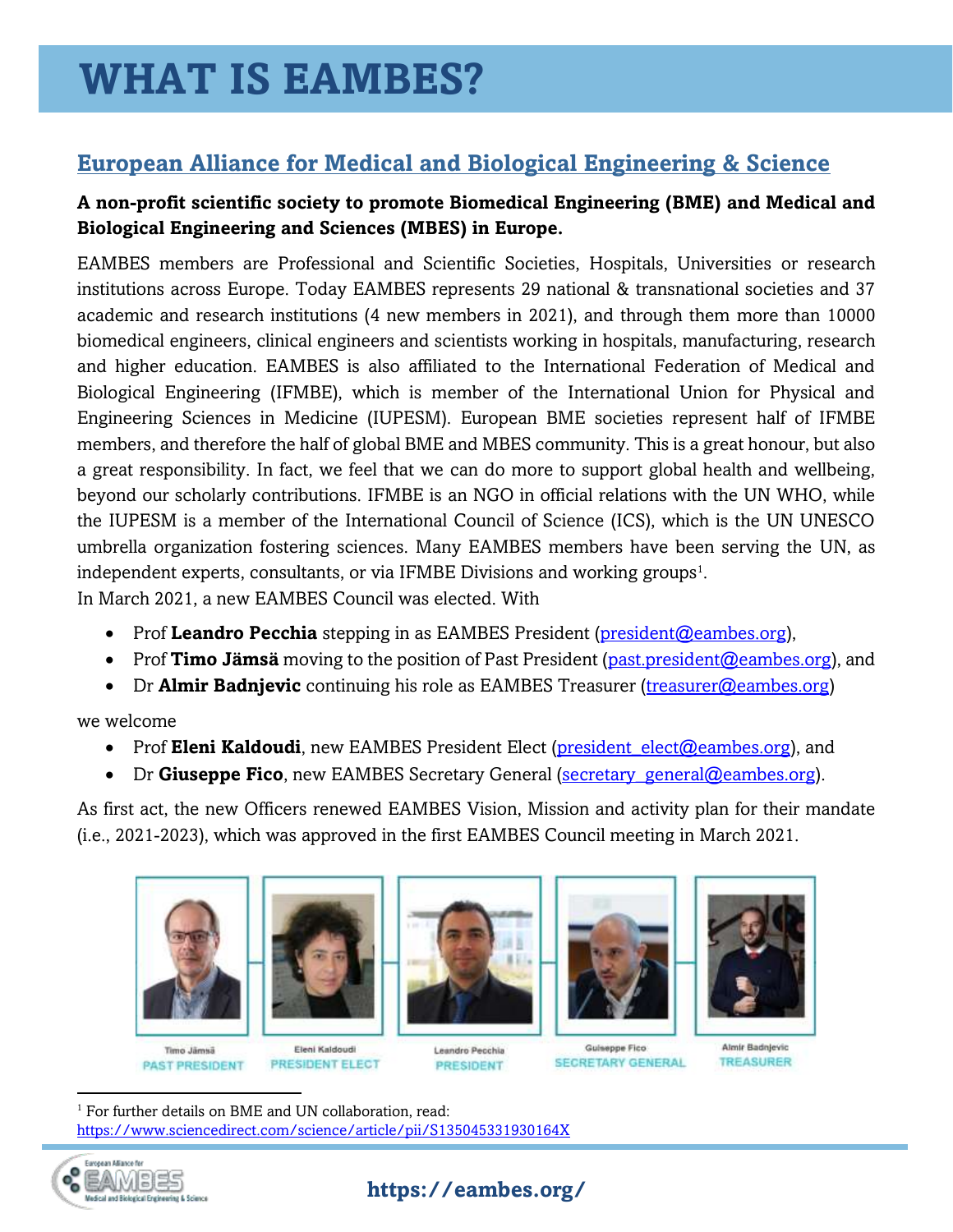# WHAT IS EAMBES?

## European Alliance for Medical and Biological Engineering & Science

**A non-profit scientific society to promote Biomedical Engineering (BME) and Medical and Biological Engineering and Sciences (MBES) in Europe.**

EAMBES members are Professional and Scientific Societies, Hospitals, Universities or research institutions across Europe. Today EAMBES represents 29 national & transnational societies and 37 academic and research institutions (4 new members in 2021), and through them more than 10000 biomedical engineers, clinical engineers and scientists working in hospitals, manufacturing, research and higher education. EAMBES is also affiliated to the International Federation of Medical and Biological Engineering (IFMBE), which is member of the International Union for Physical and Engineering Sciences in Medicine (IUPESM). European BME societies represent half of IFMBE members, and therefore the half of global BME and MBES community. This is a great honour, but also a great responsibility. In fact, we feel that we can do more to support global health and wellbeing, beyond our scholarly contributions. IFMBE is an NGO in official relations with the UN WHO, while the IUPESM is a member of the International Council of Science (ICS), which is the UN UNESCO umbrella organization fostering sciences. Many EAMBES members have been serving the UN, as independent experts, consultants, or via IFMBE Divisions and working groups[1].

In March 2021, a new EAMBES Council was elected. With

- Prof **Leandro Pecchia** stepping in as EAMBES President (president@eambes.org),
- Prof **Timo Jämsä** moving to the position of Past President (past.president@eambes.org), and
- Dr **Almir Badnjevic** continuing his role as EAMBES Treasurer (treasurer@eambes.org)

we welcome

- Prof **Eleni Kaldoudi**, new EAMBES President Elect (president_elect@eambes.org), and
- Dr **Giuseppe Fico**, new EAMBES Secretary General (secretary_general@eambes.org).

As first act, the new Officers renewed EAMBES Vision, Mission and activity plan for their mandate (i.e., 2021-2023), which was approved in the first EAMBES Council meeting in March 2021.

Timo Jämsä — PAST PRESIDENT
Eleni Kaldoudi — PRESIDENT ELECT
Leandro Pecchia — PRESIDENT
Guiseppe Fico — SECRETARY GENERAL
Almir Badnjevic — TREASURER

[1] For further details on BME and UN collaboration, read: https://www.sciencedirect.com/science/article/pii/S135045331930164X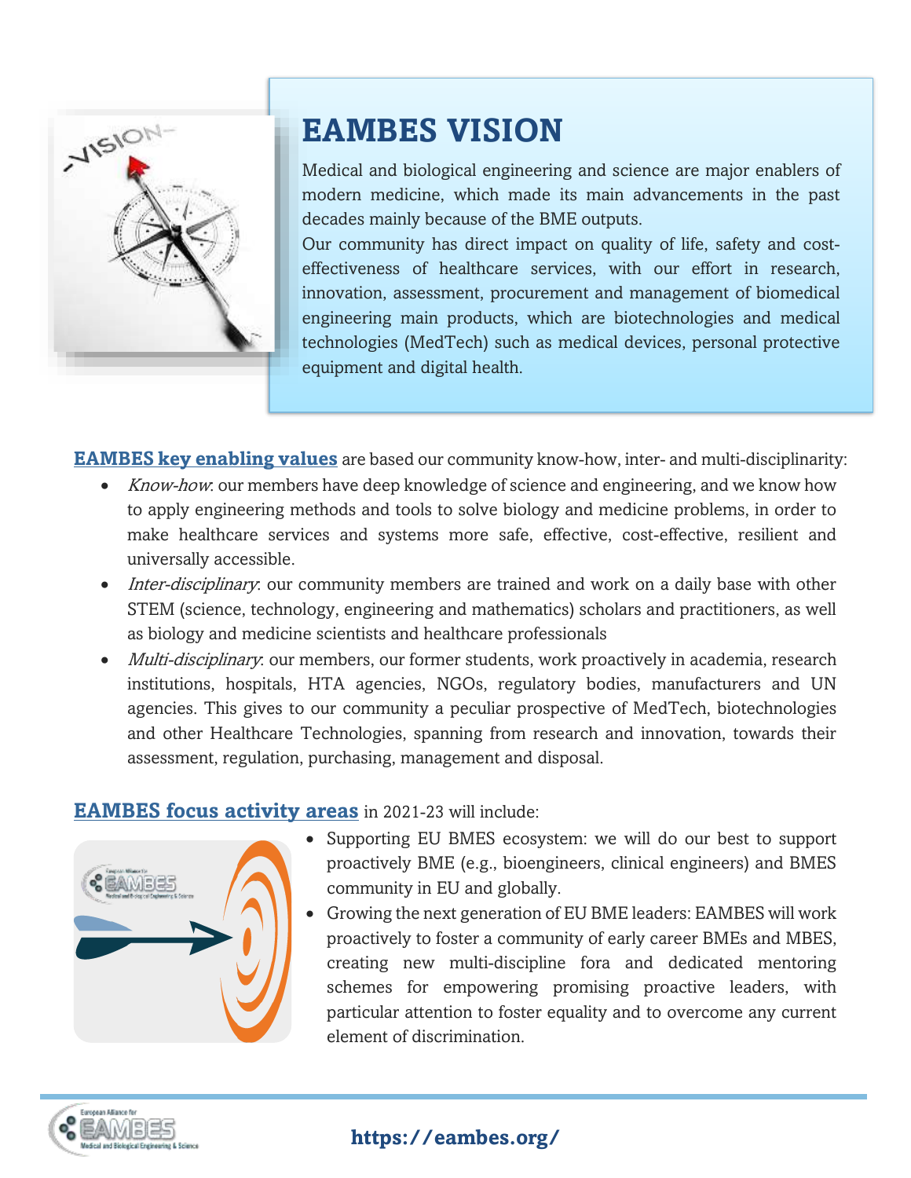# EAMBES VISION

Medical and biological engineering and science are major enablers of modern medicine, which made its main advancements in the past decades mainly because of the BME outputs.

Our community has direct impact on quality of life, safety and cost-effectiveness of healthcare services, with our effort in research, innovation, assessment, procurement and management of biomedical engineering main products, which are biotechnologies and medical technologies (MedTech) such as medical devices, personal protective equipment and digital health.

**EAMBES key enabling values** are based our community know-how, inter- and multi-disciplinarity:

- *Know-how*: our members have deep knowledge of science and engineering, and we know how to apply engineering methods and tools to solve biology and medicine problems, in order to make healthcare services and systems more safe, effective, cost-effective, resilient and universally accessible.
- *Inter-disciplinary*: our community members are trained and work on a daily base with other STEM (science, technology, engineering and mathematics) scholars and practitioners, as well as biology and medicine scientists and healthcare professionals
- *Multi-disciplinary*: our members, our former students, work proactively in academia, research institutions, hospitals, HTA agencies, NGOs, regulatory bodies, manufacturers and UN agencies. This gives to our community a peculiar prospective of MedTech, biotechnologies and other Healthcare Technologies, spanning from research and innovation, towards their assessment, regulation, purchasing, management and disposal.

**EAMBES focus activity areas** in 2021-23 will include:

- Supporting EU BMES ecosystem: we will do our best to support proactively BME (e.g., bioengineers, clinical engineers) and BMES community in EU and globally.
- Growing the next generation of EU BME leaders: EAMBES will work proactively to foster a community of early career BMEs and MBES, creating new multi-discipline fora and dedicated mentoring schemes for empowering promising proactive leaders, with particular attention to foster equality and to overcome any current element of discrimination.

https://eambes.org/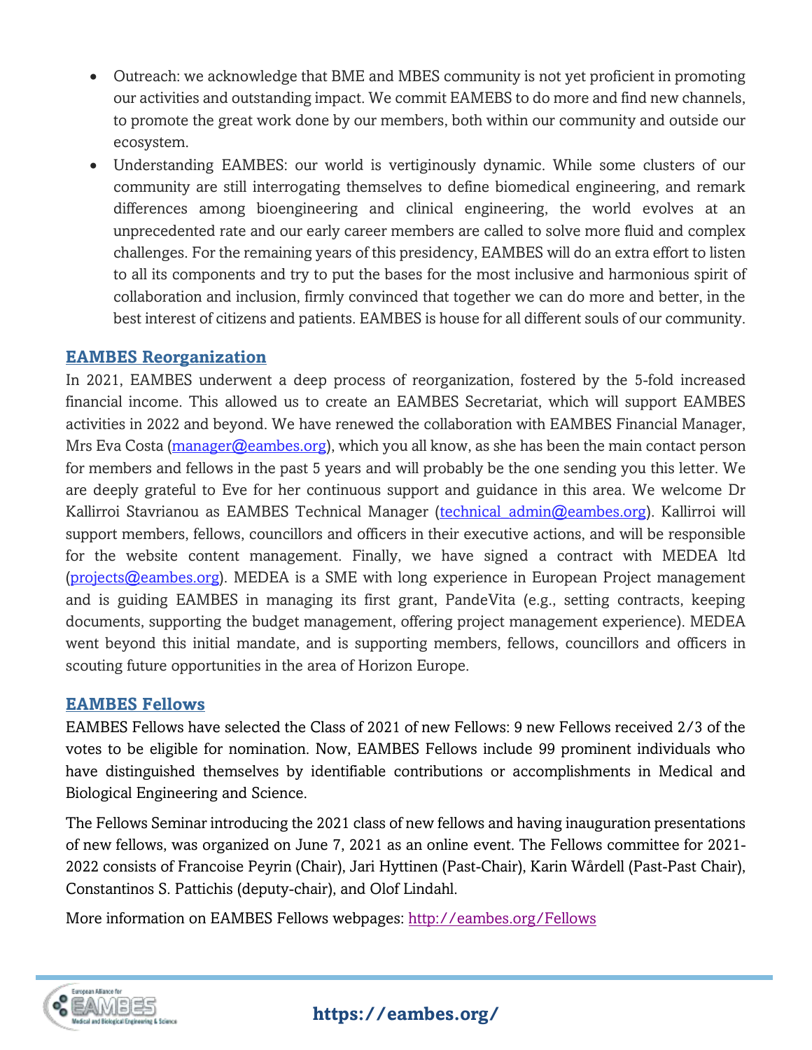- Outreach: we acknowledge that BME and MBES community is not yet proficient in promoting our activities and outstanding impact. We commit EAMEBS to do more and find new channels, to promote the great work done by our members, both within our community and outside our ecosystem.
- Understanding EAMBES: our world is vertiginously dynamic. While some clusters of our community are still interrogating themselves to define biomedical engineering, and remark differences among bioengineering and clinical engineering, the world evolves at an unprecedented rate and our early career members are called to solve more fluid and complex challenges. For the remaining years of this presidency, EAMBES will do an extra effort to listen to all its components and try to put the bases for the most inclusive and harmonious spirit of collaboration and inclusion, firmly convinced that together we can do more and better, in the best interest of citizens and patients. EAMBES is house for all different souls of our community.

## EAMBES Reorganization

In 2021, EAMBES underwent a deep process of reorganization, fostered by the 5-fold increased financial income. This allowed us to create an EAMBES Secretariat, which will support EAMBES activities in 2022 and beyond. We have renewed the collaboration with EAMBES Financial Manager, Mrs Eva Costa (manager@eambes.org), which you all know, as she has been the main contact person for members and fellows in the past 5 years and will probably be the one sending you this letter. We are deeply grateful to Eve for her continuous support and guidance in this area. We welcome Dr Kallirroi Stavrianou as EAMBES Technical Manager (technical_admin@eambes.org). Kallirroi will support members, fellows, councillors and officers in their executive actions, and will be responsible for the website content management. Finally, we have signed a contract with MEDEA ltd (projects@eambes.org). MEDEA is a SME with long experience in European Project management and is guiding EAMBES in managing its first grant, PandeVita (e.g., setting contracts, keeping documents, supporting the budget management, offering project management experience). MEDEA went beyond this initial mandate, and is supporting members, fellows, councillors and officers in scouting future opportunities in the area of Horizon Europe.

## EAMBES Fellows

EAMBES Fellows have selected the Class of 2021 of new Fellows: 9 new Fellows received 2/3 of the votes to be eligible for nomination. Now, EAMBES Fellows include 99 prominent individuals who have distinguished themselves by identifiable contributions or accomplishments in Medical and Biological Engineering and Science.

The Fellows Seminar introducing the 2021 class of new fellows and having inauguration presentations of new fellows, was organized on June 7, 2021 as an online event. The Fellows committee for 2021-2022 consists of Francoise Peyrin (Chair), Jari Hyttinen (Past-Chair), Karin Wårdell (Past-Past Chair), Constantinos S. Pattichis (deputy-chair), and Olof Lindahl.

More information on EAMBES Fellows webpages: http://eambes.org/Fellows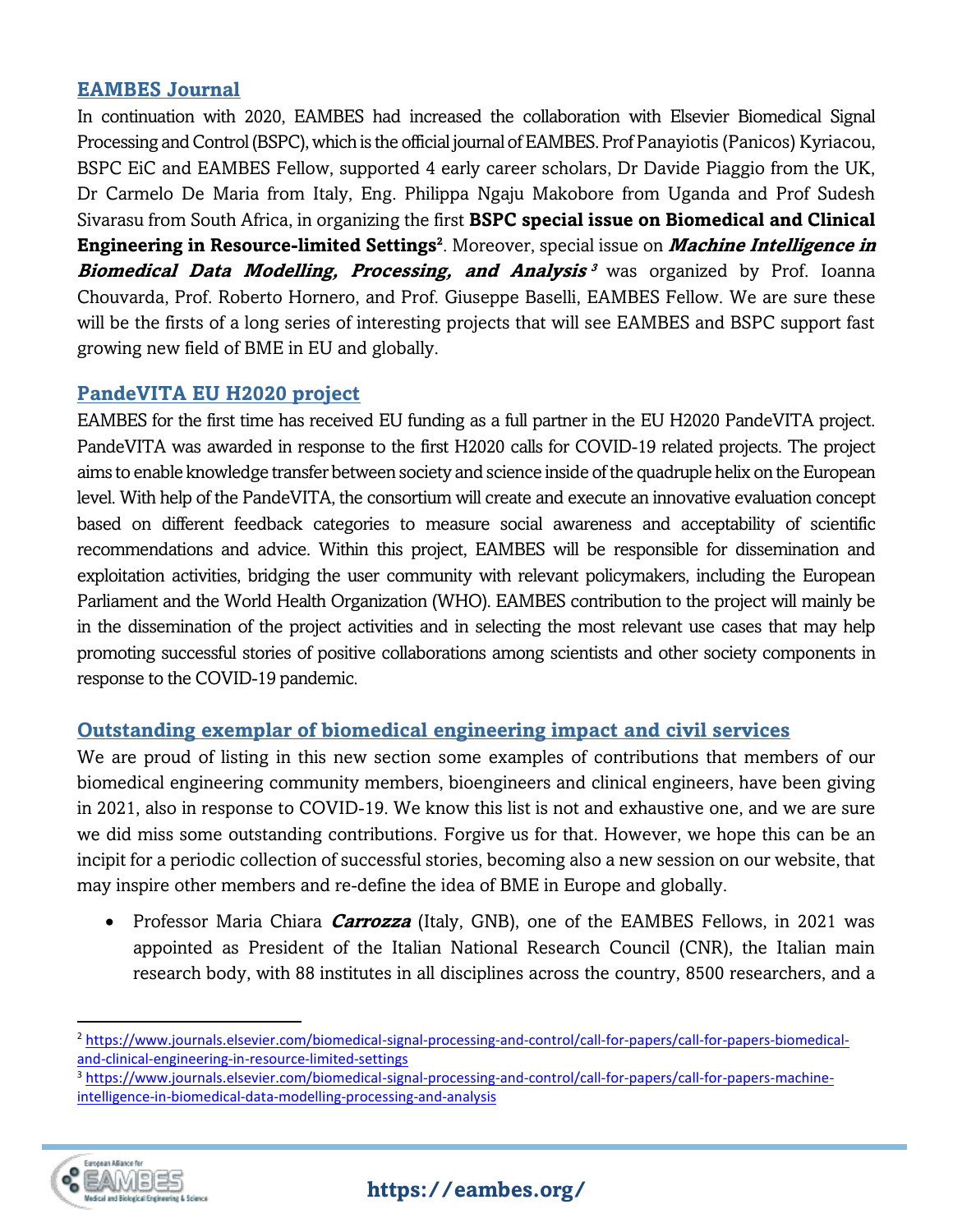## EAMBES Journal

In continuation with 2020, EAMBES had increased the collaboration with Elsevier Biomedical Signal Processing and Control (BSPC), which is the official journal of EAMBES. Prof Panayiotis (Panicos) Kyriacou, BSPC EiC and EAMBES Fellow, supported 4 early career scholars, Dr Davide Piaggio from the UK, Dr Carmelo De Maria from Italy, Eng. Philippa Ngaju Makobore from Uganda and Prof Sudesh Sivarasu from South Africa, in organizing the first **BSPC special issue on Biomedical and Clinical Engineering in Resource-limited Settings**[2]. Moreover, special issue on ***Machine Intelligence in Biomedical Data Modelling, Processing, and Analysis*** [3] was organized by Prof. Ioanna Chouvarda, Prof. Roberto Hornero, and Prof. Giuseppe Baselli, EAMBES Fellow. We are sure these will be the firsts of a long series of interesting projects that will see EAMBES and BSPC support fast growing new field of BME in EU and globally.

## PandeVITA EU H2020 project

EAMBES for the first time has received EU funding as a full partner in the EU H2020 PandeVITA project. PandeVITA was awarded in response to the first H2020 calls for COVID-19 related projects. The project aims to enable knowledge transfer between society and science inside of the quadruple helix on the European level. With help of the PandeVITA, the consortium will create and execute an innovative evaluation concept based on different feedback categories to measure social awareness and acceptability of scientific recommendations and advice. Within this project, EAMBES will be responsible for dissemination and exploitation activities, bridging the user community with relevant policymakers, including the European Parliament and the World Health Organization (WHO). EAMBES contribution to the project will mainly be in the dissemination of the project activities and in selecting the most relevant use cases that may help promoting successful stories of positive collaborations among scientists and other society components in response to the COVID-19 pandemic.

## Outstanding exemplar of biomedical engineering impact and civil services

We are proud of listing in this new section some examples of contributions that members of our biomedical engineering community members, bioengineers and clinical engineers, have been giving in 2021, also in response to COVID-19. We know this list is not and exhaustive one, and we are sure we did miss some outstanding contributions. Forgive us for that. However, we hope this can be an incipit for a periodic collection of successful stories, becoming also a new session on our website, that may inspire other members and re-define the idea of BME in Europe and globally.

- Professor Maria Chiara ***Carrozza*** (Italy, GNB), one of the EAMBES Fellows, in 2021 was appointed as President of the Italian National Research Council (CNR), the Italian main research body, with 88 institutes in all disciplines across the country, 8500 researchers, and a

---

[2] https://www.journals.elsevier.com/biomedical-signal-processing-and-control/call-for-papers/call-for-papers-biomedical-and-clinical-engineering-in-resource-limited-settings

[3] https://www.journals.elsevier.com/biomedical-signal-processing-and-control/call-for-papers/call-for-papers-machine-intelligence-in-biomedical-data-modelling-processing-and-analysis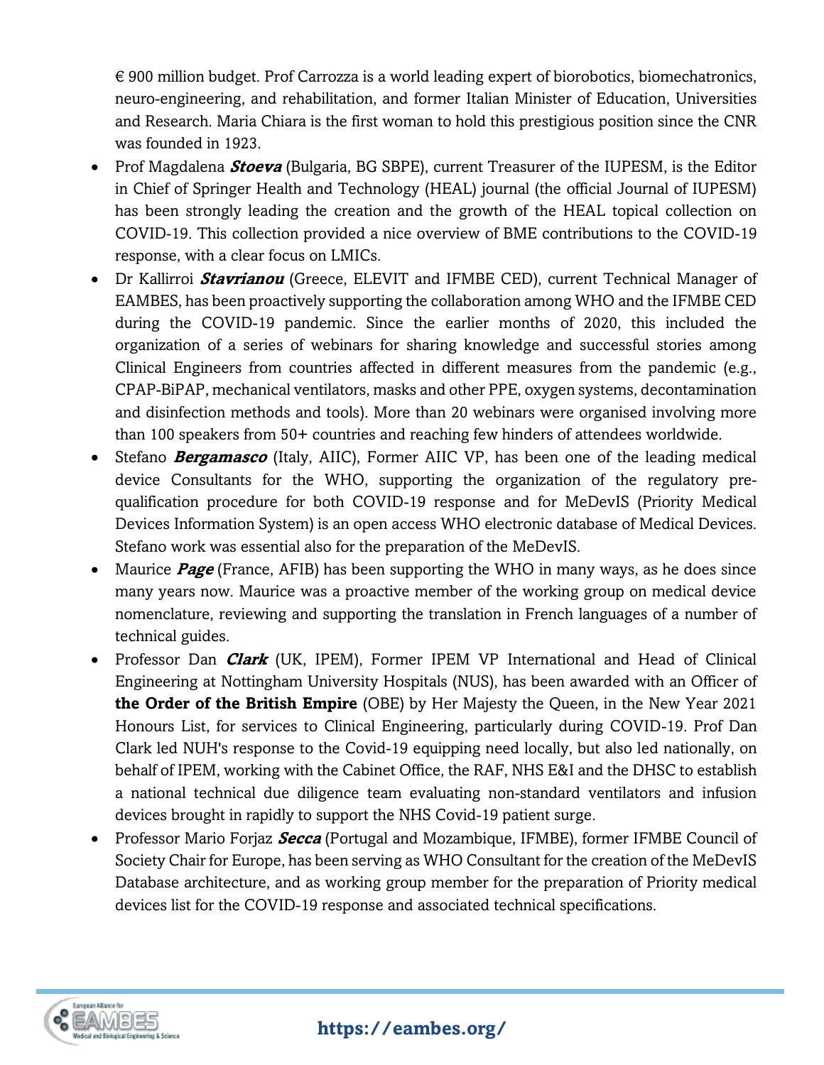€ 900 million budget. Prof Carrozza is a world leading expert of biorobotics, biomechatronics, neuro-engineering, and rehabilitation, and former Italian Minister of Education, Universities and Research. Maria Chiara is the first woman to hold this prestigious position since the CNR was founded in 1923.

- Prof Magdalena ***Stoeva*** (Bulgaria, BG SBPE), current Treasurer of the IUPESM, is the Editor in Chief of Springer Health and Technology (HEAL) journal (the official Journal of IUPESM) has been strongly leading the creation and the growth of the HEAL topical collection on COVID-19. This collection provided a nice overview of BME contributions to the COVID-19 response, with a clear focus on LMICs.
- Dr Kallirroi ***Stavrianou*** (Greece, ELEVIT and IFMBE CED), current Technical Manager of EAMBES, has been proactively supporting the collaboration among WHO and the IFMBE CED during the COVID-19 pandemic. Since the earlier months of 2020, this included the organization of a series of webinars for sharing knowledge and successful stories among Clinical Engineers from countries affected in different measures from the pandemic (e.g., CPAP-BiPAP, mechanical ventilators, masks and other PPE, oxygen systems, decontamination and disinfection methods and tools). More than 20 webinars were organised involving more than 100 speakers from 50+ countries and reaching few hinders of attendees worldwide.
- Stefano ***Bergamasco*** (Italy, AIIC), Former AIIC VP, has been one of the leading medical device Consultants for the WHO, supporting the organization of the regulatory pre-qualification procedure for both COVID-19 response and for MeDevIS (Priority Medical Devices Information System) is an open access WHO electronic database of Medical Devices. Stefano work was essential also for the preparation of the MeDevIS.
- Maurice ***Page*** (France, AFIB) has been supporting the WHO in many ways, as he does since many years now. Maurice was a proactive member of the working group on medical device nomenclature, reviewing and supporting the translation in French languages of a number of technical guides.
- Professor Dan ***Clark*** (UK, IPEM), Former IPEM VP International and Head of Clinical Engineering at Nottingham University Hospitals (NUS), has been awarded with an Officer of **the Order of the British Empire** (OBE) by Her Majesty the Queen, in the New Year 2021 Honours List, for services to Clinical Engineering, particularly during COVID-19. Prof Dan Clark led NUH's response to the Covid-19 equipping need locally, but also led nationally, on behalf of IPEM, working with the Cabinet Office, the RAF, NHS E&I and the DHSC to establish a national technical due diligence team evaluating non-standard ventilators and infusion devices brought in rapidly to support the NHS Covid-19 patient surge.
- Professor Mario Forjaz ***Secca*** (Portugal and Mozambique, IFMBE), former IFMBE Council of Society Chair for Europe, has been serving as WHO Consultant for the creation of the MeDevIS Database architecture, and as working group member for the preparation of Priority medical devices list for the COVID-19 response and associated technical specifications.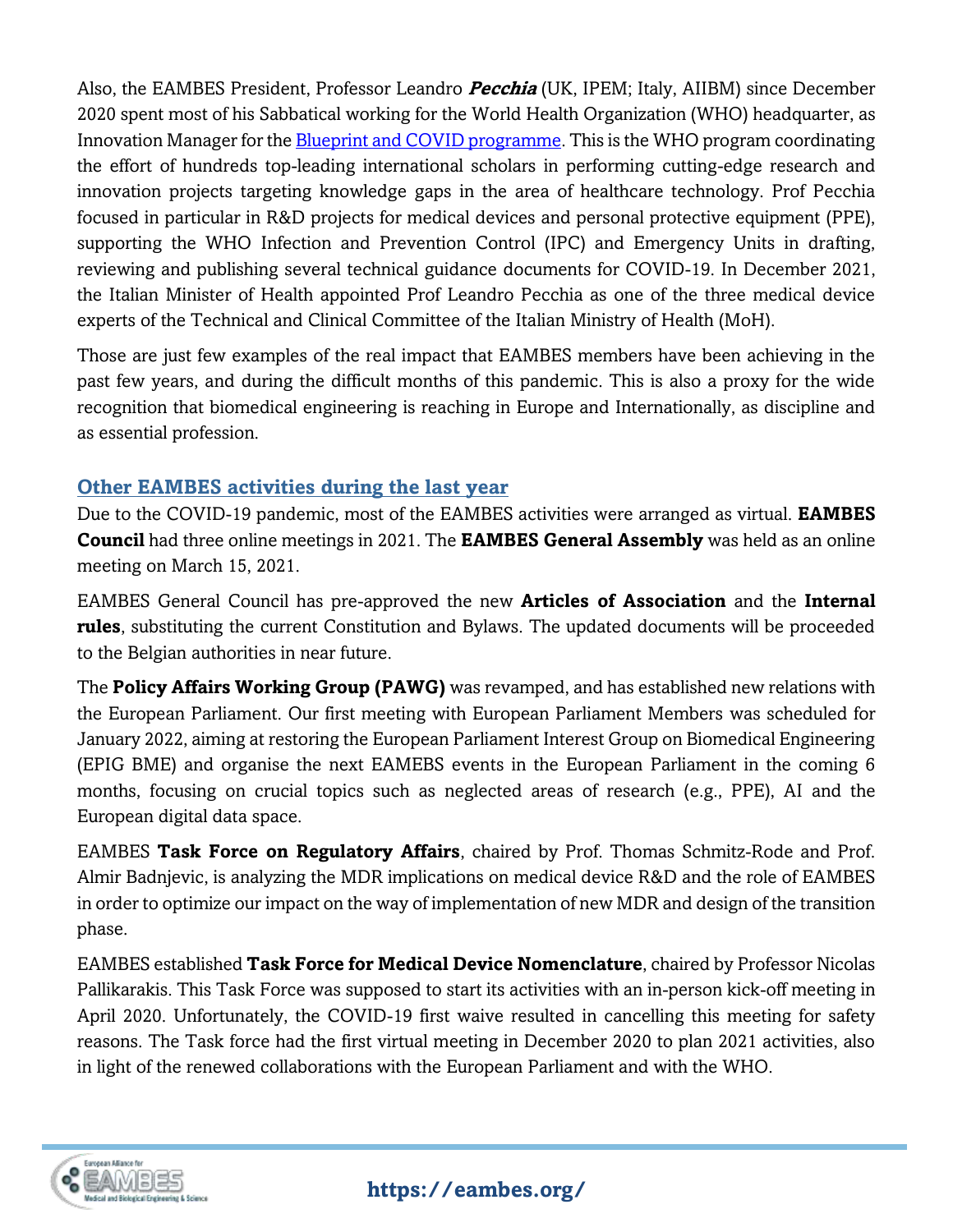Also, the EAMBES President, Professor Leandro ***Pecchia*** (UK, IPEM; Italy, AIIBM) since December 2020 spent most of his Sabbatical working for the World Health Organization (WHO) headquarter, as Innovation Manager for the Blueprint and COVID programme. This is the WHO program coordinating the effort of hundreds top-leading international scholars in performing cutting-edge research and innovation projects targeting knowledge gaps in the area of healthcare technology. Prof Pecchia focused in particular in R&D projects for medical devices and personal protective equipment (PPE), supporting the WHO Infection and Prevention Control (IPC) and Emergency Units in drafting, reviewing and publishing several technical guidance documents for COVID-19. In December 2021, the Italian Minister of Health appointed Prof Leandro Pecchia as one of the three medical device experts of the Technical and Clinical Committee of the Italian Ministry of Health (MoH).

Those are just few examples of the real impact that EAMBES members have been achieving in the past few years, and during the difficult months of this pandemic. This is also a proxy for the wide recognition that biomedical engineering is reaching in Europe and Internationally, as discipline and as essential profession.

## Other EAMBES activities during the last year

Due to the COVID-19 pandemic, most of the EAMBES activities were arranged as virtual. **EAMBES Council** had three online meetings in 2021. The **EAMBES General Assembly** was held as an online meeting on March 15, 2021.

EAMBES General Council has pre-approved the new **Articles of Association** and the **Internal rules**, substituting the current Constitution and Bylaws. The updated documents will be proceeded to the Belgian authorities in near future.

The **Policy Affairs Working Group (PAWG)** was revamped, and has established new relations with the European Parliament. Our first meeting with European Parliament Members was scheduled for January 2022, aiming at restoring the European Parliament Interest Group on Biomedical Engineering (EPIG BME) and organise the next EAMEBS events in the European Parliament in the coming 6 months, focusing on crucial topics such as neglected areas of research (e.g., PPE), AI and the European digital data space.

EAMBES **Task Force on Regulatory Affairs**, chaired by Prof. Thomas Schmitz-Rode and Prof. Almir Badnjevic, is analyzing the MDR implications on medical device R&D and the role of EAMBES in order to optimize our impact on the way of implementation of new MDR and design of the transition phase.

EAMBES established **Task Force for Medical Device Nomenclature**, chaired by Professor Nicolas Pallikarakis. This Task Force was supposed to start its activities with an in-person kick-off meeting in April 2020. Unfortunately, the COVID-19 first waive resulted in cancelling this meeting for safety reasons. The Task force had the first virtual meeting in December 2020 to plan 2021 activities, also in light of the renewed collaborations with the European Parliament and with the WHO.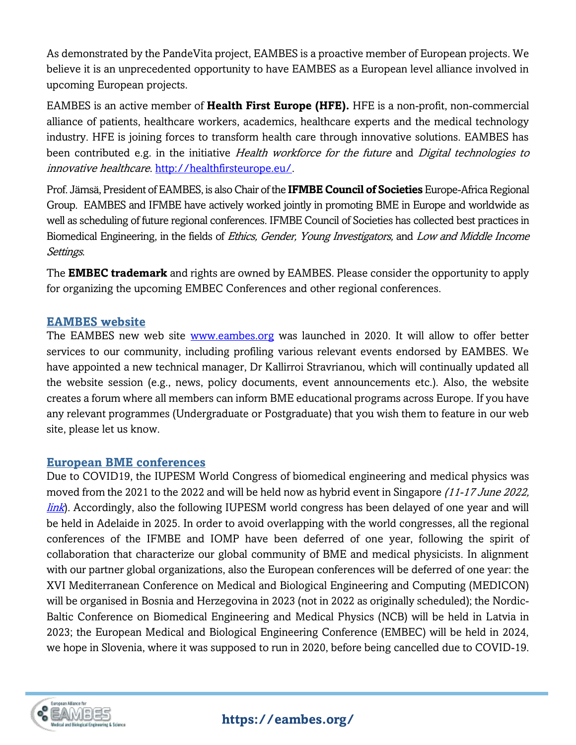As demonstrated by the PandeVita project, EAMBES is a proactive member of European projects. We believe it is an unprecedented opportunity to have EAMBES as a European level alliance involved in upcoming European projects.

EAMBES is an active member of **Health First Europe (HFE).** HFE is a non-profit, non-commercial alliance of patients, healthcare workers, academics, healthcare experts and the medical technology industry. HFE is joining forces to transform health care through innovative solutions. EAMBES has been contributed e.g. in the initiative *Health workforce for the future* and *Digital technologies to innovative healthcare*. [http://healthfirsteurope.eu/](http://healthfirsteurope.eu/).

Prof. Jämsä, President of EAMBES, is also Chair of the **IFMBE Council of Societies** Europe-Africa Regional Group. EAMBES and IFMBE have actively worked jointly in promoting BME in Europe and worldwide as well as scheduling of future regional conferences. IFMBE Council of Societies has collected best practices in Biomedical Engineering, in the fields of *Ethics, Gender, Young Investigators,* and *Low and Middle Income Settings*.

The **EMBEC trademark** and rights are owned by EAMBES. Please consider the opportunity to apply for organizing the upcoming EMBEC Conferences and other regional conferences.

## EAMBES website

The EAMBES new web site [www.eambes.org](www.eambes.org) was launched in 2020. It will allow to offer better services to our community, including profiling various relevant events endorsed by EAMBES. We have appointed a new technical manager, Dr Kallirroi Stravrianou, which will continually updated all the website session (e.g., news, policy documents, event announcements etc.). Also, the website creates a forum where all members can inform BME educational programs across Europe. If you have any relevant programmes (Undergraduate or Postgraduate) that you wish them to feature in our web site, please let us know.

## European BME conferences

Due to COVID19, the IUPESM World Congress of biomedical engineering and medical physics was moved from the 2021 to the 2022 and will be held now as hybrid event in Singapore *(11-17 June 2022, link)*. Accordingly, also the following IUPESM world congress has been delayed of one year and will be held in Adelaide in 2025. In order to avoid overlapping with the world congresses, all the regional conferences of the IFMBE and IOMP have been deferred of one year, following the spirit of collaboration that characterize our global community of BME and medical physicists. In alignment with our partner global organizations, also the European conferences will be deferred of one year: the XVI Mediterranean Conference on Medical and Biological Engineering and Computing (MEDICON) will be organised in Bosnia and Herzegovina in 2023 (not in 2022 as originally scheduled); the Nordic-Baltic Conference on Biomedical Engineering and Medical Physics (NCB) will be held in Latvia in 2023; the European Medical and Biological Engineering Conference (EMBEC) will be held in 2024, we hope in Slovenia, where it was supposed to run in 2020, before being cancelled due to COVID-19.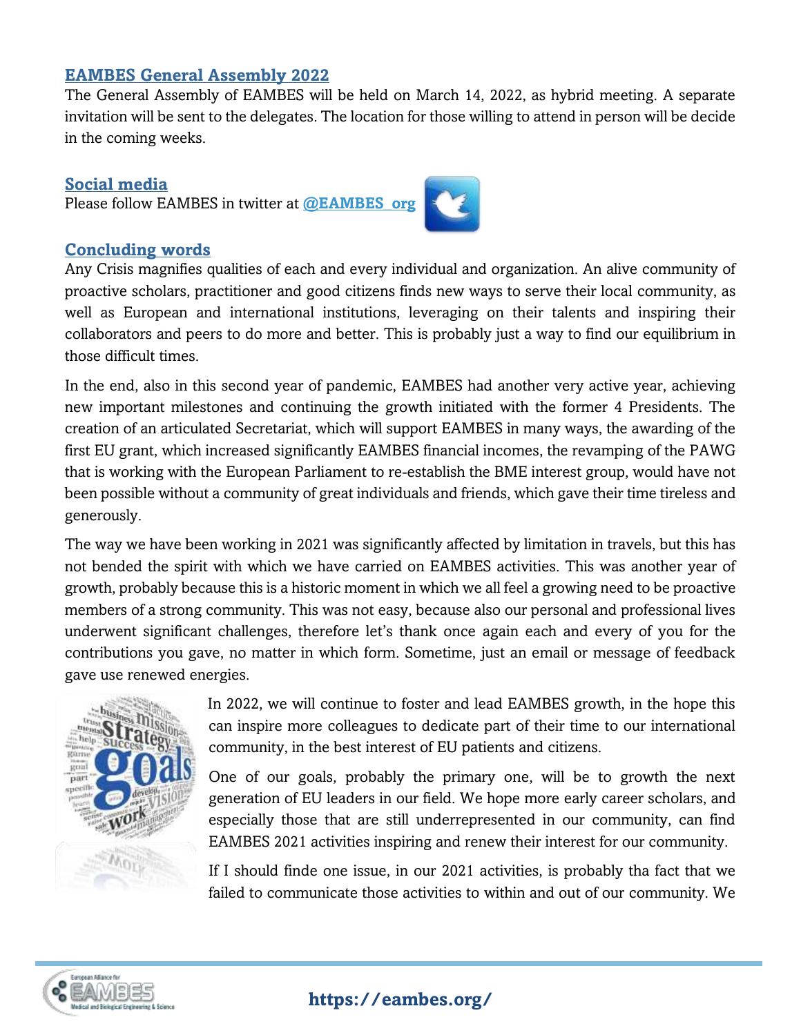## EAMBES General Assembly 2022

The General Assembly of EAMBES will be held on March 14, 2022, as hybrid meeting. A separate invitation will be sent to the delegates. The location for those willing to attend in person will be decide in the coming weeks.

## Social media

Please follow EAMBES in twitter at **@EAMBES_org**

## Concluding words

Any Crisis magnifies qualities of each and every individual and organization. An alive community of proactive scholars, practitioner and good citizens finds new ways to serve their local community, as well as European and international institutions, leveraging on their talents and inspiring their collaborators and peers to do more and better. This is probably just a way to find our equilibrium in those difficult times.

In the end, also in this second year of pandemic, EAMBES had another very active year, achieving new important milestones and continuing the growth initiated with the former 4 Presidents. The creation of an articulated Secretariat, which will support EAMBES in many ways, the awarding of the first EU grant, which increased significantly EAMBES financial incomes, the revamping of the PAWG that is working with the European Parliament to re-establish the BME interest group, would have not been possible without a community of great individuals and friends, which gave their time tireless and generously.

The way we have been working in 2021 was significantly affected by limitation in travels, but this has not bended the spirit with which we have carried on EAMBES activities. This was another year of growth, probably because this is a historic moment in which we all feel a growing need to be proactive members of a strong community. This was not easy, because also our personal and professional lives underwent significant challenges, therefore let's thank once again each and every of you for the contributions you gave, no matter in which form. Sometime, just an email or message of feedback gave use renewed energies.

In 2022, we will continue to foster and lead EAMBES growth, in the hope this can inspire more colleagues to dedicate part of their time to our international community, in the best interest of EU patients and citizens.

One of our goals, probably the primary one, will be to growth the next generation of EU leaders in our field. We hope more early career scholars, and especially those that are still underrepresented in our community, can find EAMBES 2021 activities inspiring and renew their interest for our community.

If I should finde one issue, in our 2021 activities, is probably tha fact that we failed to communicate those activities to within and out of our community. We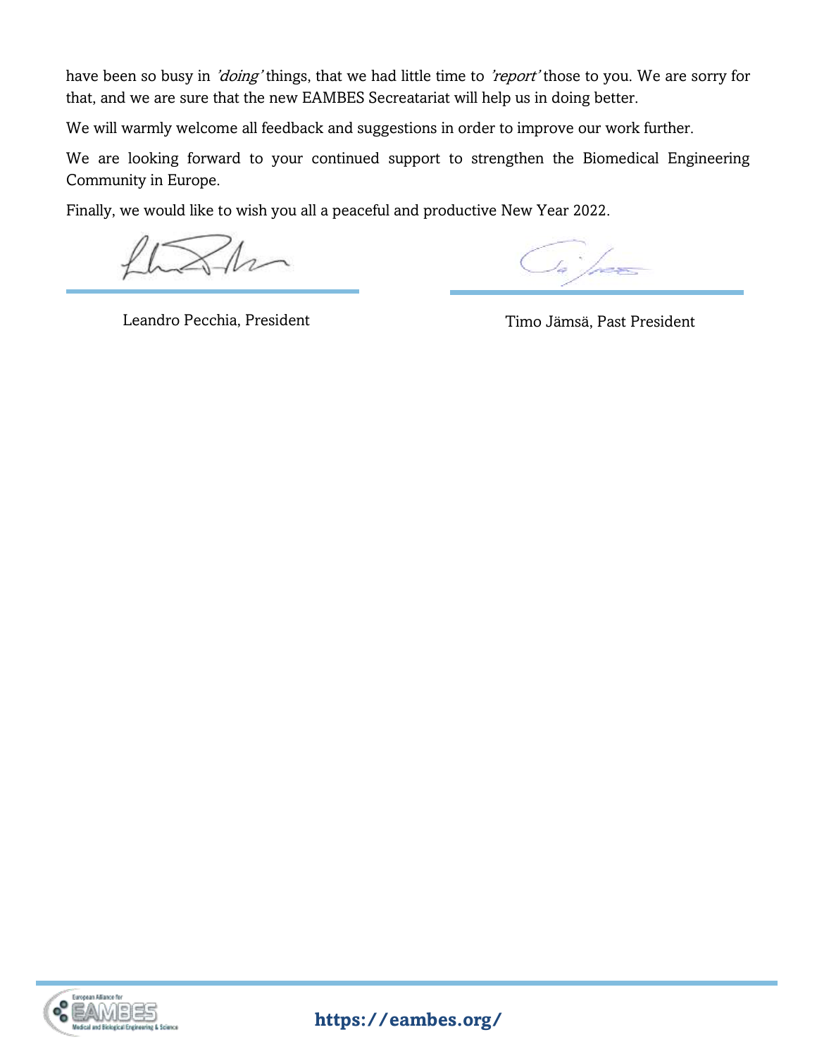have been so busy in *'doing'* things, that we had little time to *'report'* those to you. We are sorry for that, and we are sure that the new EAMBES Secreatariat will help us in doing better.

We will warmly welcome all feedback and suggestions in order to improve our work further.

We are looking forward to your continued support to strengthen the Biomedical Engineering Community in Europe.

Finally, we would like to wish you all a peaceful and productive New Year 2022.

Leandro Pecchia, President

Timo Jämsä, Past President